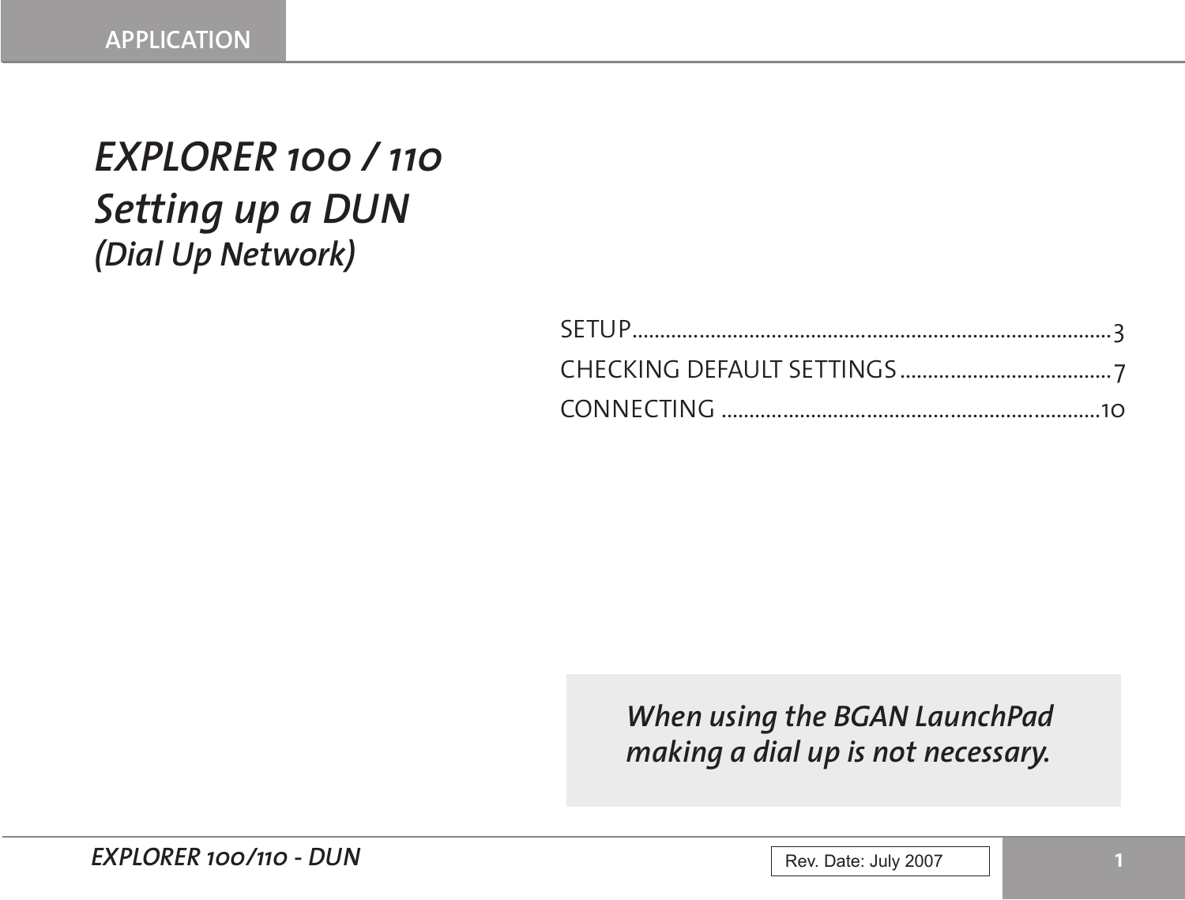# *EXPLORER 100 / 110*
# *Setting up a DUN*
## *(Dial Up Network)*

SETUP....................................................................................3

CHECKING DEFAULT SETTINGS......................................7

CONNECTING ...................................................................10

***When using the BGAN LaunchPad making a dial up is not necessary.***

Rev. Date: July 2007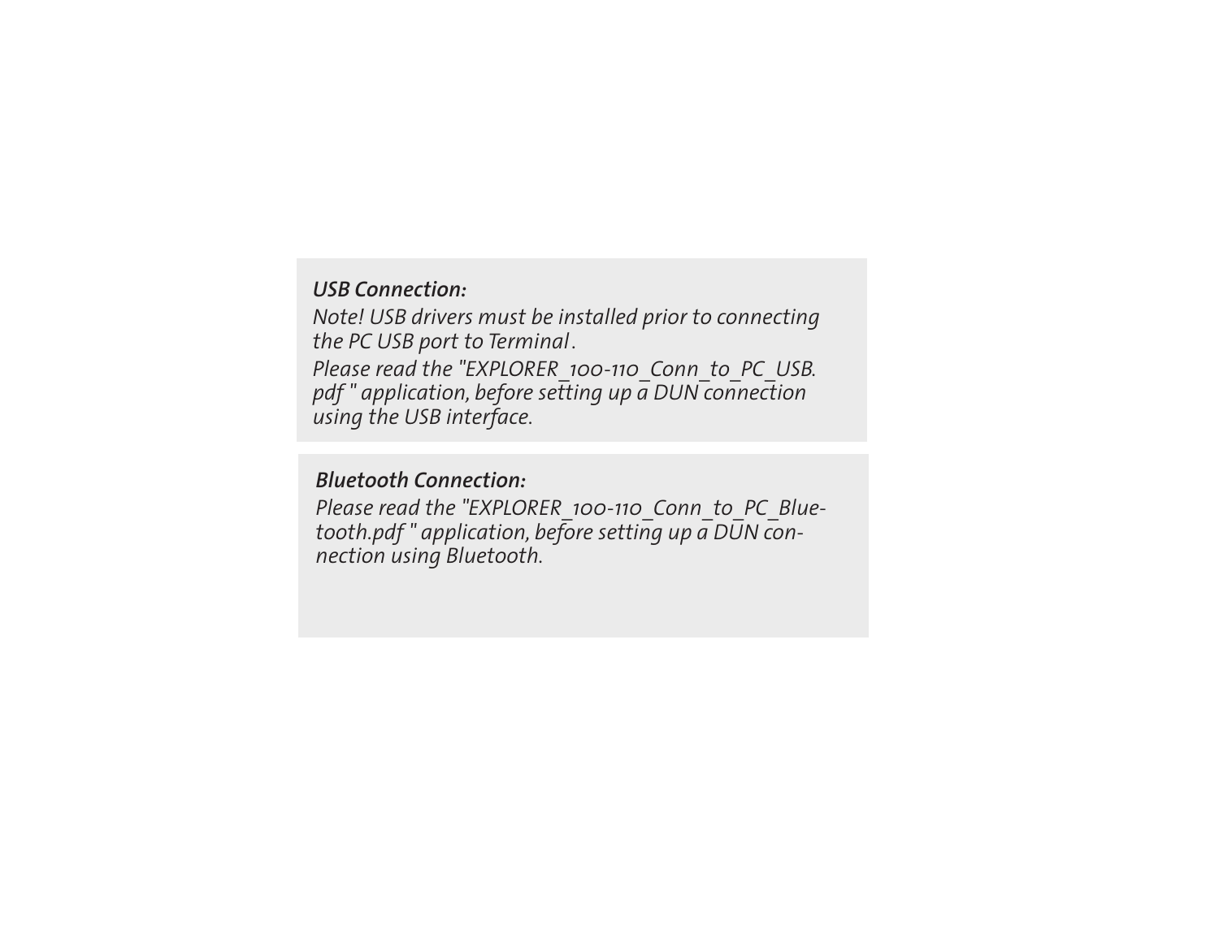***USB Connection:***

*Note! USB drivers must be installed prior to connecting the PC USB port to Terminal .*

*Please read the "EXPLORER_100-110_Conn_to_PC_USB.pdf " application, before setting up a DUN connection using the USB interface.*

***Bluetooth Connection:***

*Please read the "EXPLORER_100-110_Conn_to_PC_Bluetooth.pdf " application, before setting up a DUN connection using Bluetooth.*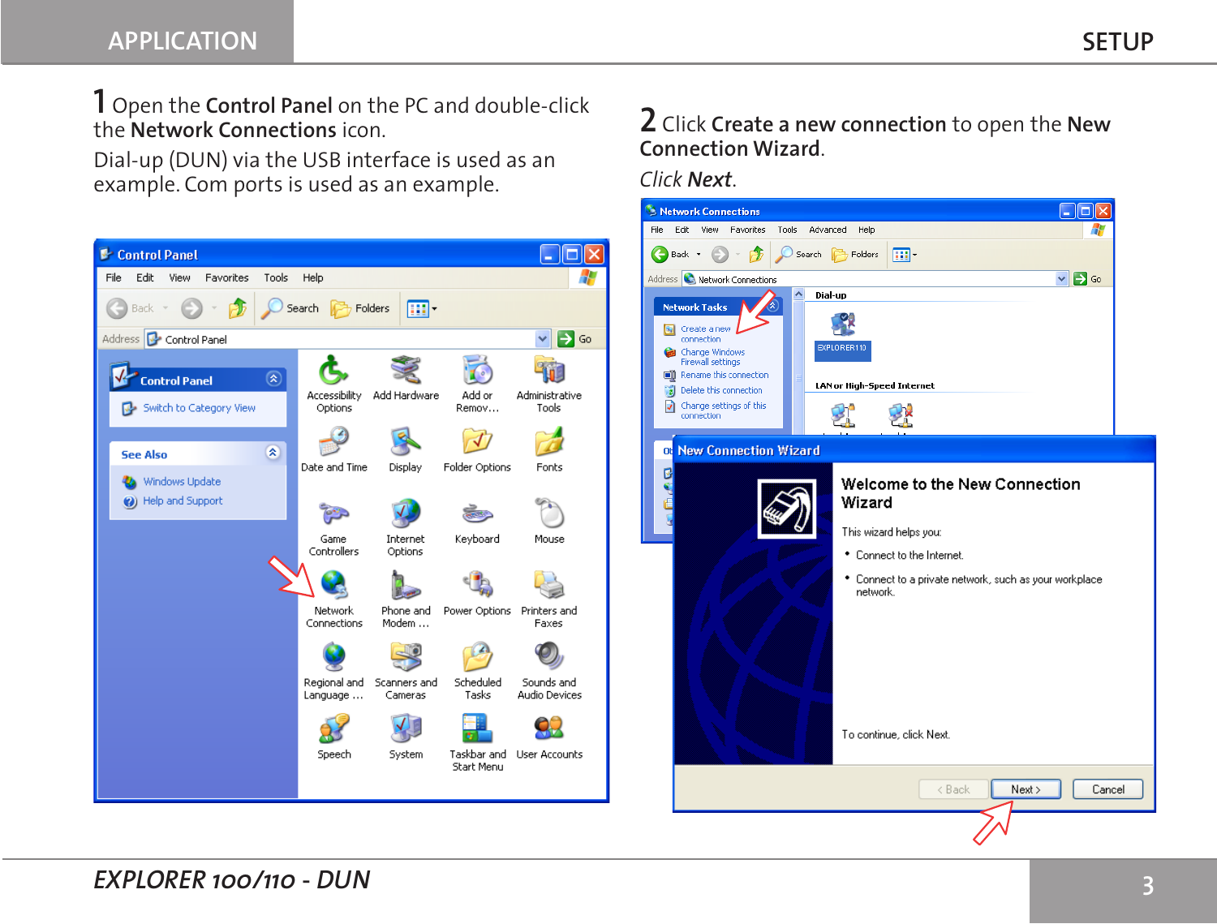**1** Open the **Control Panel** on the PC and double-click the **Network Connections** icon.

Dial-up (DUN) via the USB interface is used as an example. Com ports is used as an example.

**2** Click **Create a new connection** to open the **New Connection Wizard**.

*Click **Next**.*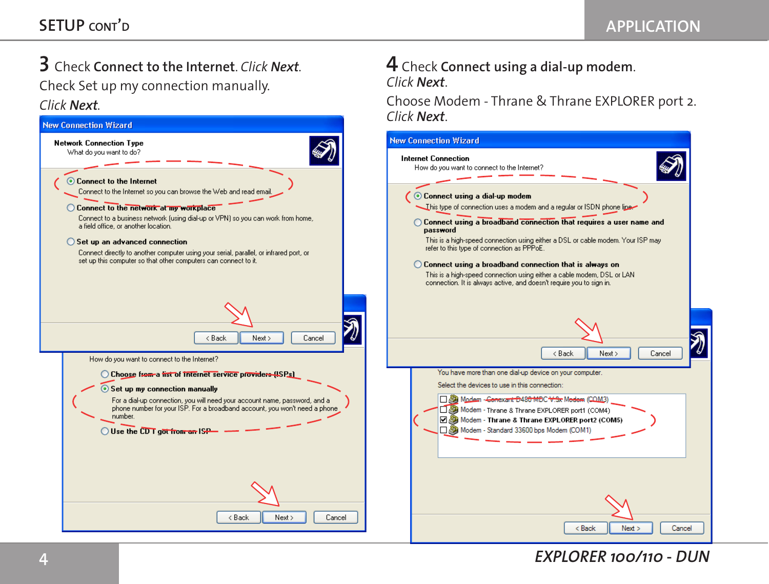## SETUP CONT'D

**3** Check **Connect to the Internet**. *Click* ***Next***.

Check Set up my connection manually.

*Click* ***Next***.

New Connection Wizard

**Network Connection Type**
What do you want to do?

- **Connect to the Internet**
  Connect to the Internet so you can browse the Web and read email.
- **Connect to the network at my workplace**
  Connect to a business network (using dial-up or VPN) so you can work from home, a field office, or another location.
- **Set up an advanced connection**
  Connect directly to another computer using your serial, parallel, or infrared port, or set up this computer so that other computers can connect to it.

< Back | Next > | Cancel

How do you want to connect to the Internet?

- **Choose from a list of Internet service providers (ISPs)**
- **Set up my connection manually**
  For a dial-up connection, you will need your account name, password, and a phone number for your ISP. For a broadband account, you won't need a phone number.
- **Use the CD I got from an ISP**

< Back | Next > | Cancel

**4** Check **Connect using a dial-up modem**.

*Click* ***Next***.

Choose Modem - Thrane & Thrane EXPLORER port 2.

*Click* ***Next***.

New Connection Wizard

**Internet Connection**
How do you want to connect to the Internet?

- **Connect using a dial-up modem**
  This type of connection uses a modem and a regular or ISDN phone line.
- **Connect using a broadband connection that requires a user name and password**
  This is a high-speed connection using either a DSL or cable modem. Your ISP may refer to this type of connection as PPPoE.
- **Connect using a broadband connection that is always on**
  This is a high-speed connection using either a cable modem, DSL or LAN connection. It is always active, and doesn't require you to sign in.

< Back | Next > | Cancel

You have more than one dial-up device on your computer.

Select the devices to use in this connection:

- [ ] Modem - Conexant D480 MDC V.9x Modem (COM3)
- [ ] Modem - Thrane & Thrane EXPLORER port1 (COM4)
- [x] **Modem - Thrane & Thrane EXPLORER port2 (COM5)**
- [ ] Modem - Standard 33600 bps Modem (COM1)

< Back | Next > | Cancel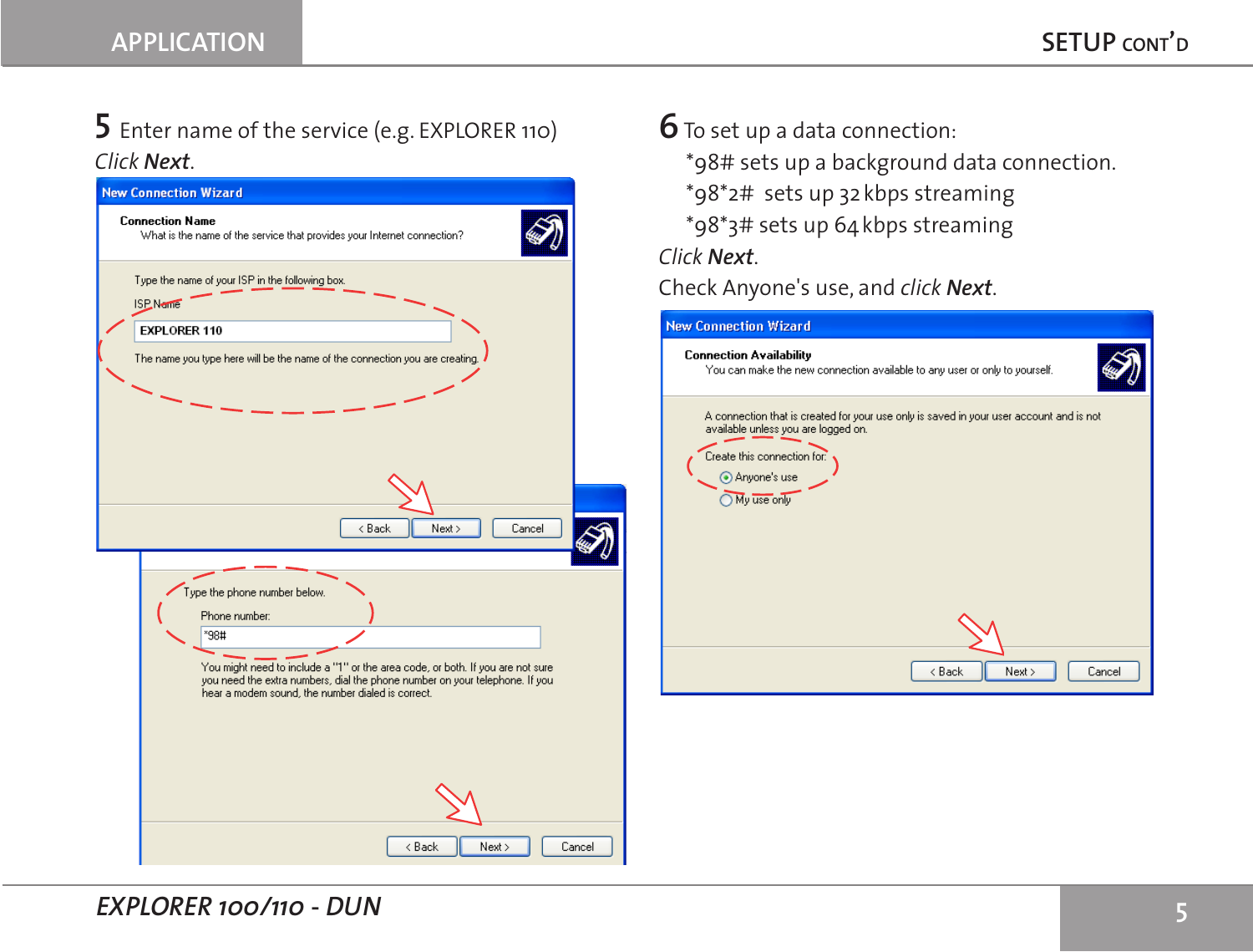**5** Enter name of the service (e.g. EXPLORER 110)

*Click* ***Next***.

New Connection Wizard

**Connection Name**

What is the name of the service that provides your Internet connection?

Type the name of your ISP in the following box.

ISP Name

EXPLORER 110

The name you type here will be the name of the connection you are creating.

< Back | Next > | Cancel

Type the phone number below.

Phone number:

*98#

You might need to include a "1" or the area code, or both. If you are not sure you need the extra numbers, dial the phone number on your telephone. If you hear a modem sound, the number dialed is correct.

< Back | Next > | Cancel

**6** To set up a data connection:

- *98# sets up a background data connection.
- *98*2# sets up 32 kbps streaming
- *98*3# sets up 64 kbps streaming

*Click* ***Next***.

Check Anyone's use, and *click* ***Next***.

New Connection Wizard

**Connection Availability**

You can make the new connection available to any user or only to yourself.

A connection that is created for your use only is saved in your user account and is not available unless you are logged on.

Create this connection for:

- Anyone's use
- My use only

< Back | Next > | Cancel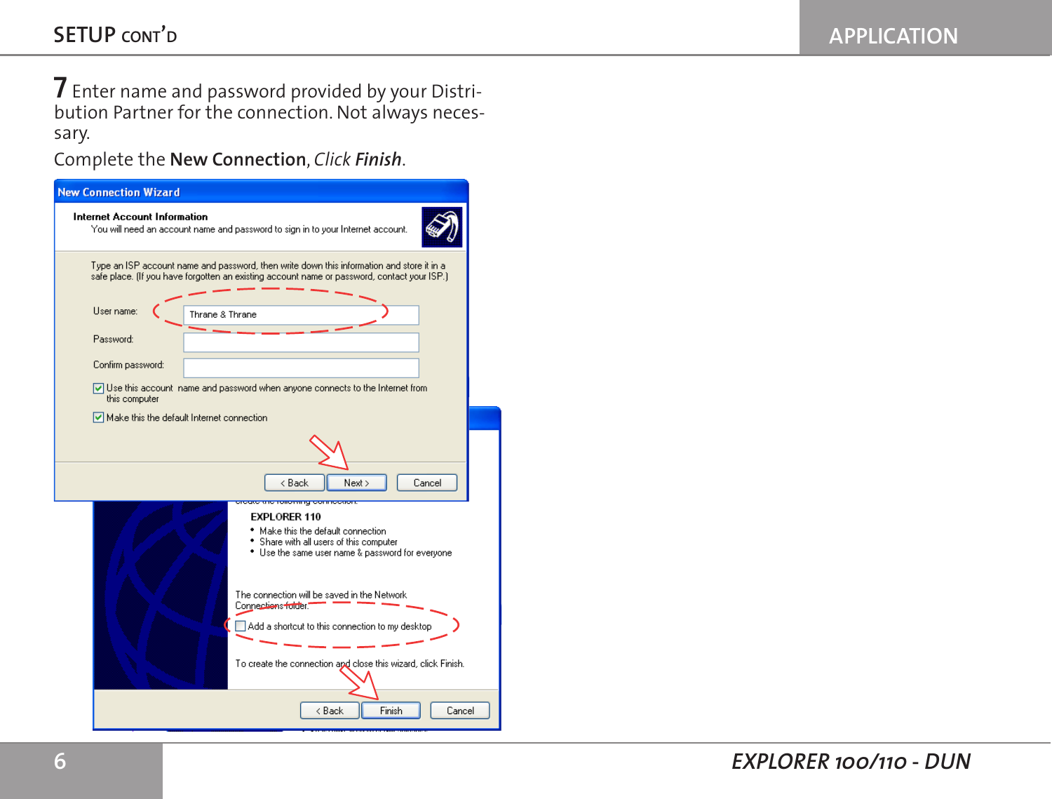## SETUP CONT'D

**7** Enter name and password provided by your Distribution Partner for the connection. Not always necessary.

Complete the **New Connection**, *Click* ***Finish***.

New Connection Wizard

**Internet Account Information**

You will need an account name and password to sign in to your Internet account.

Type an ISP account name and password, then write down this information and store it in a safe place. (If you have forgotten an existing account name or password, contact your ISP.)

User name: Thrane & Thrane

Password:

Confirm password:

☑ Use this account name and password when anyone connects to the Internet from this computer

☑ Make this the default Internet connection

< Back | Next > | Cancel

create the following connection:

**EXPLORER 110**

- Make this the default connection
- Share with all users of this computer
- Use the same user name & password for everyone

The connection will be saved in the Network Connections folder.

☐ Add a shortcut to this connection to my desktop

To create the connection and close this wizard, click Finish.

< Back | Finish | Cancel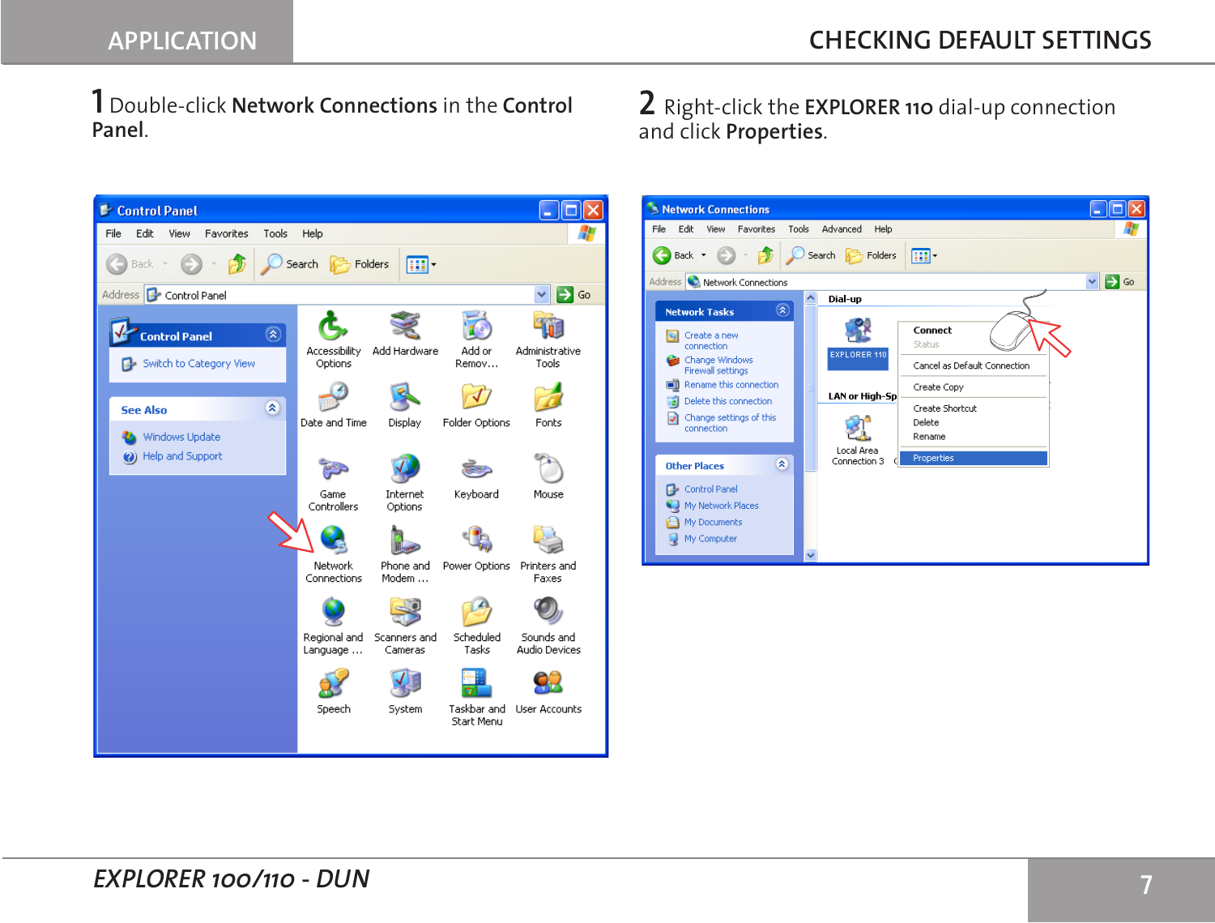1 Double-click **Network Connections** in the **Control Panel**.

2 Right-click the **EXPLORER 110** dial-up connection and click **Properties**.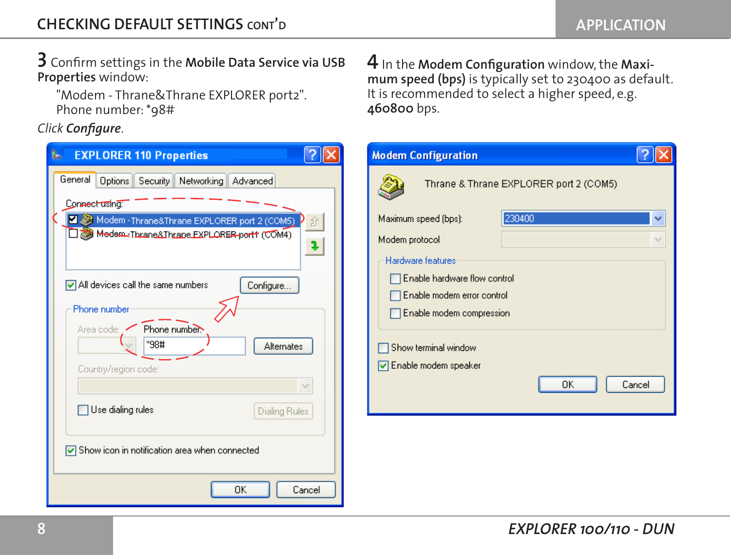## CHECKING DEFAULT SETTINGS CONT'D

**3** Confirm settings in the **Mobile Data Service via USB Properties** window:

"Modem - Thrane&Thrane EXPLORER port2".
Phone number: *98#

*Click **Configure**.*

**4** In the **Modem Configuration** window, the **Maximum speed (bps)** is typically set to 230400 as default. It is recommended to select a higher speed, e.g. **460800** bps.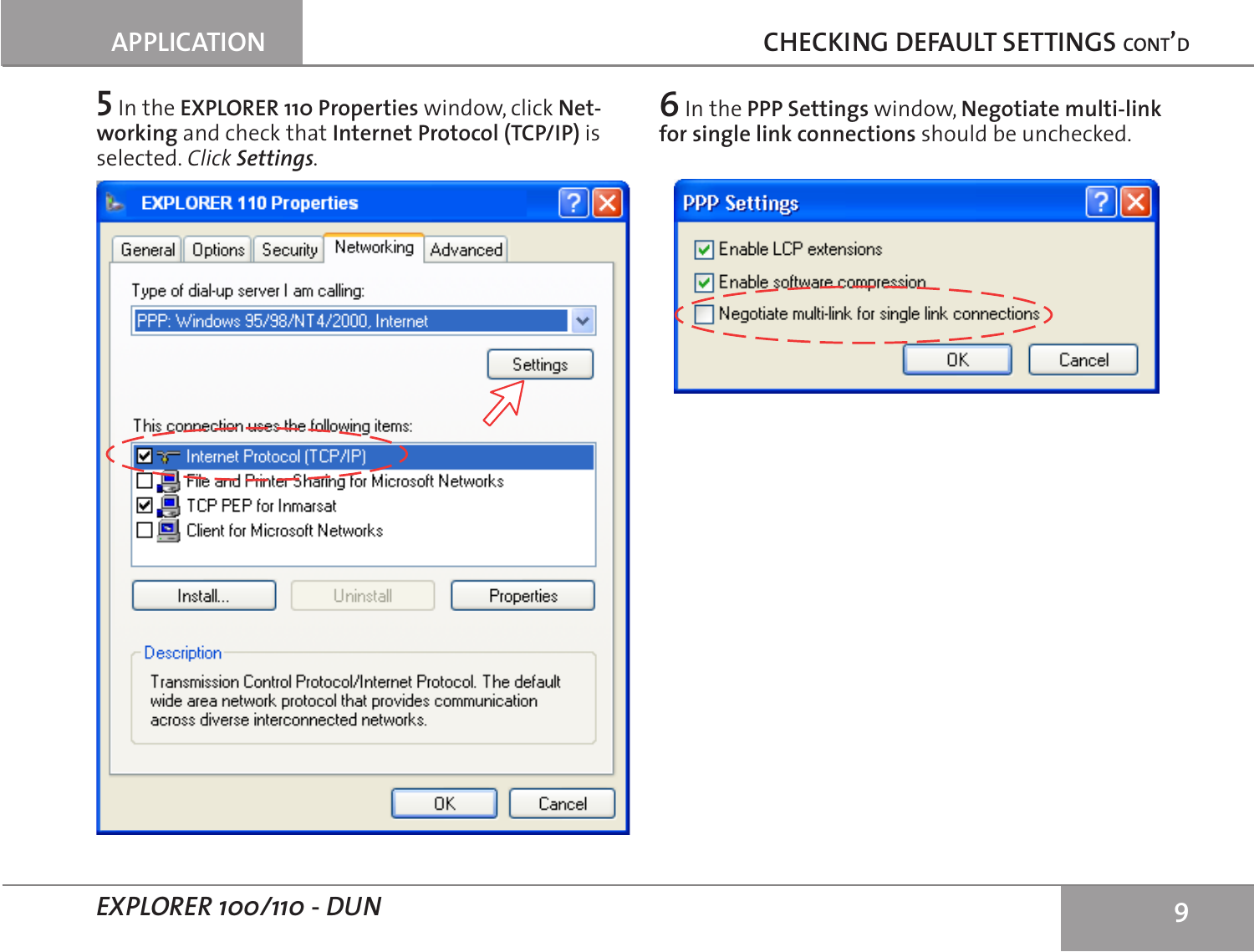**5** In the **EXPLORER 110 Properties** window, click **Networking** and check that **Internet Protocol (TCP/IP)** is selected. *Click **Settings***.

**6** In the **PPP Settings** window, **Negotiate multi-link for single link connections** should be unchecked.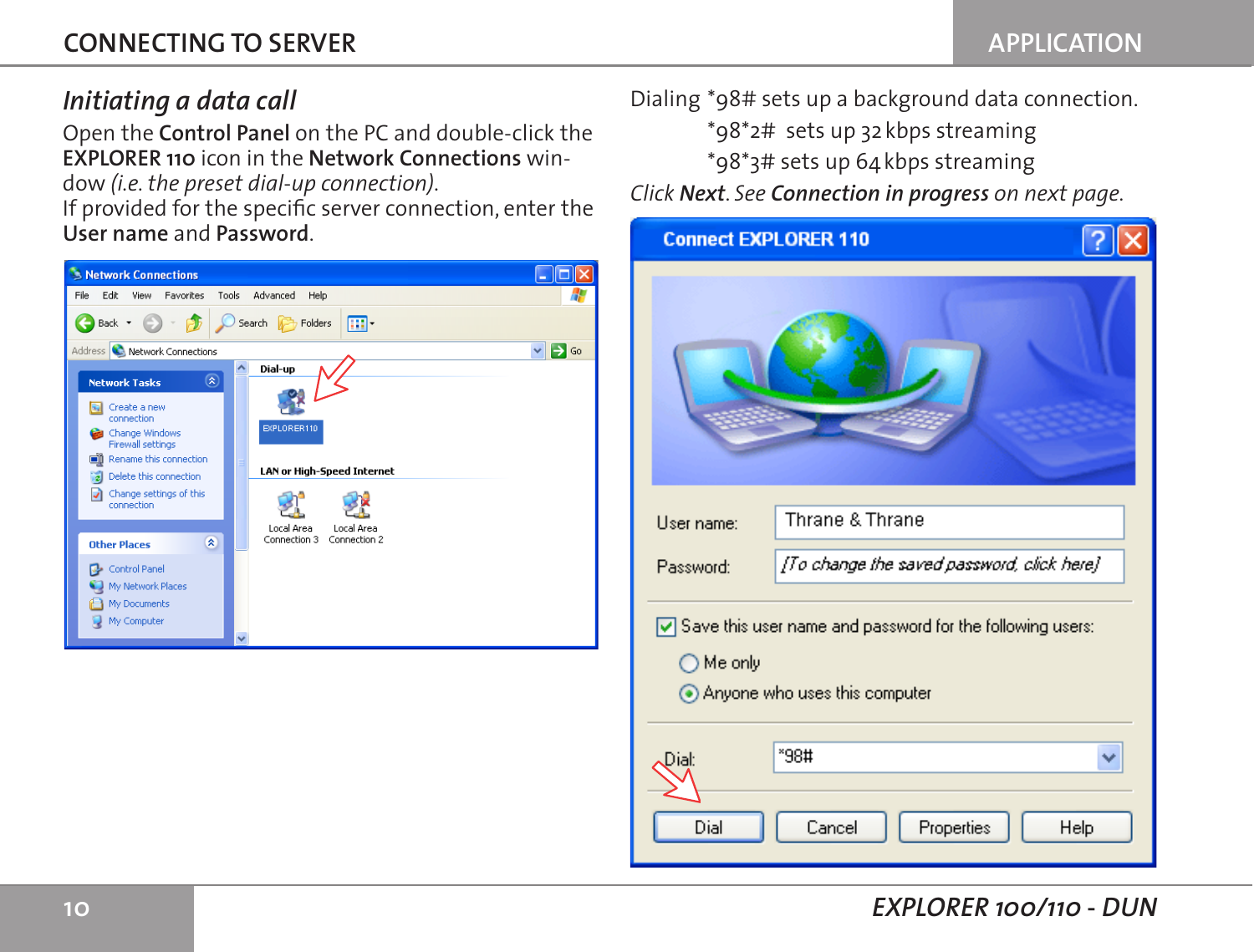## Initiating a data call

Open the **Control Panel** on the PC and double-click the **EXPLORER 110** icon in the **Network Connections** window *(i.e. the preset dial-up connection)*.
If provided for the specific server connection, enter the **User name** and **Password**.

Dialing *98# sets up a background data connection.
*98*2# sets up 32 kbps streaming
*98*3# sets up 64 kbps streaming

*Click* **Next***. See* **Connection in progress** *on next page.*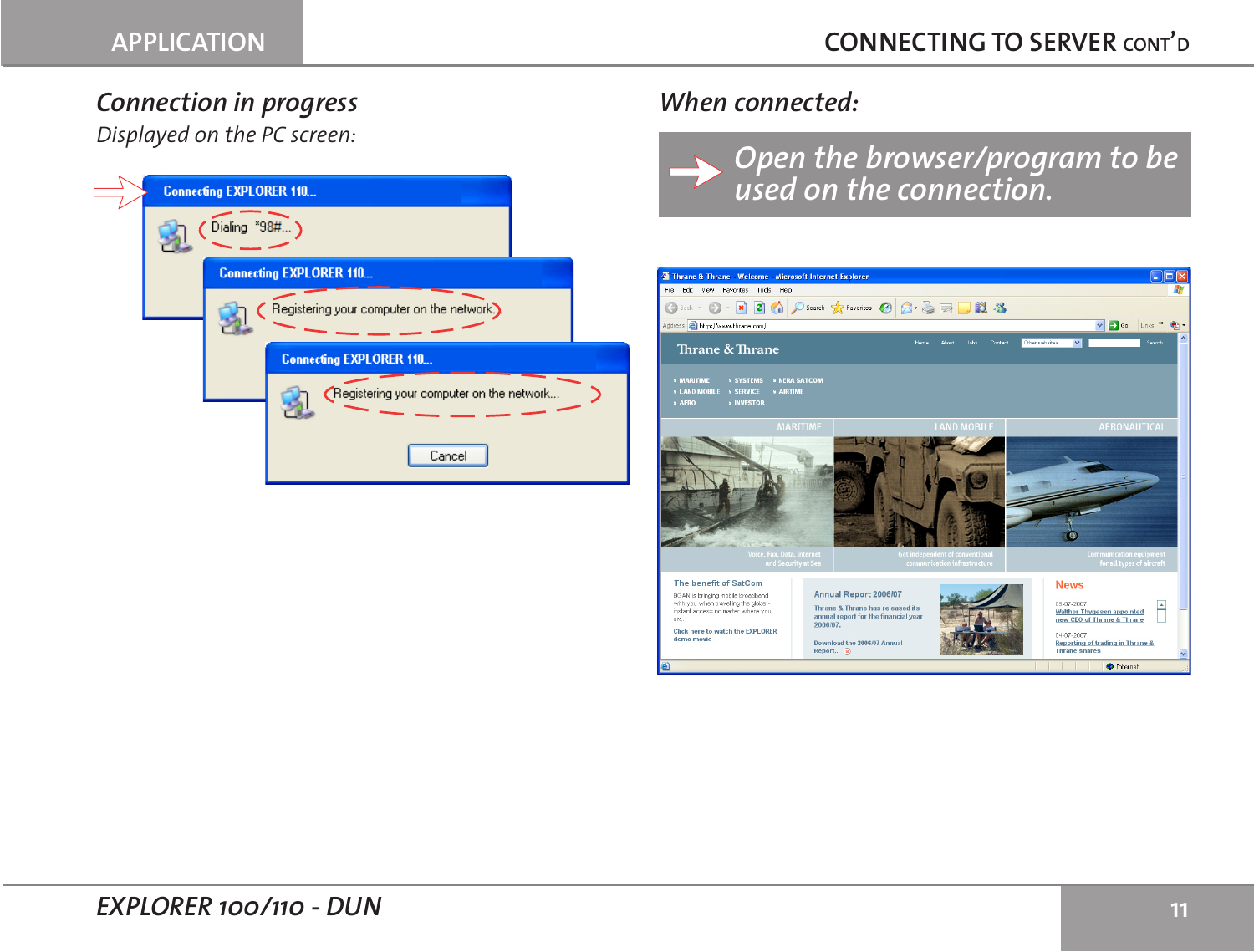## Connection in progress

*Displayed on the PC screen:*

Connecting EXPLORER 110...

Dialing *98#...

Connecting EXPLORER 110...

Registering your computer on the network...

Connecting EXPLORER 110...

Registering your computer on the network...

Cancel

## When connected:

**Open the browser/program to be used on the connection.**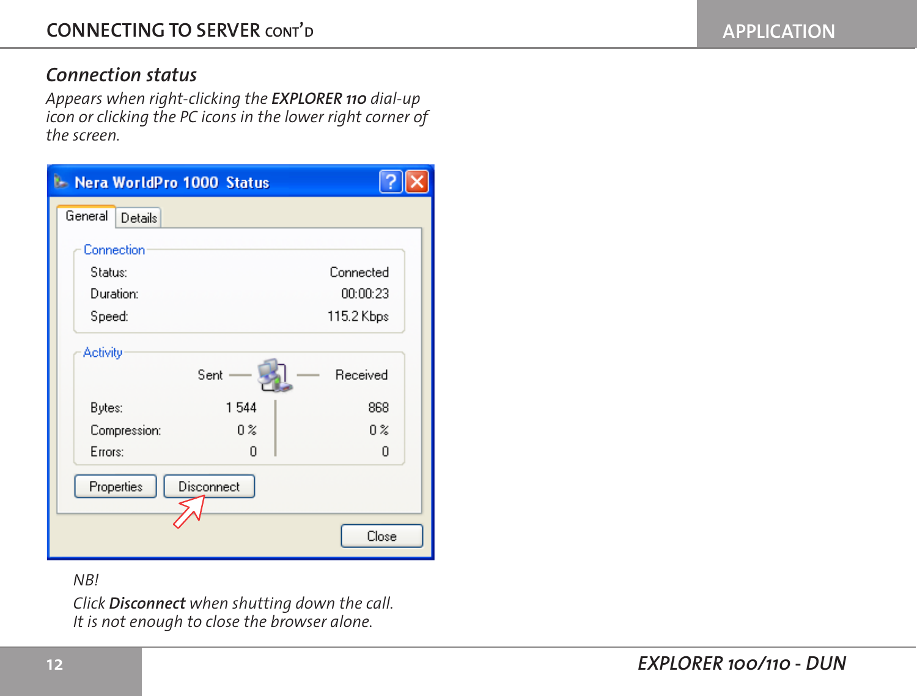## Connection status

*Appears when right-clicking the **EXPLORER 110** dial-up icon or clicking the PC icons in the lower right corner of the screen.*

Nera WorldPro 1000 Status

General | Details

Connection

| | |
|---|---|
| Status: | Connected |
| Duration: | 00:00:23 |
| Speed: | 115.2 Kbps |

Activity

| | Sent | Received |
|---|---|---|
| Bytes: | 1 544 | 868 |
| Compression: | 0 % | 0 % |
| Errors: | 0 | 0 |

Properties | Disconnect

Close

*NB!*

*Click **Disconnect** when shutting down the call.*
*It is not enough to close the browser alone.*